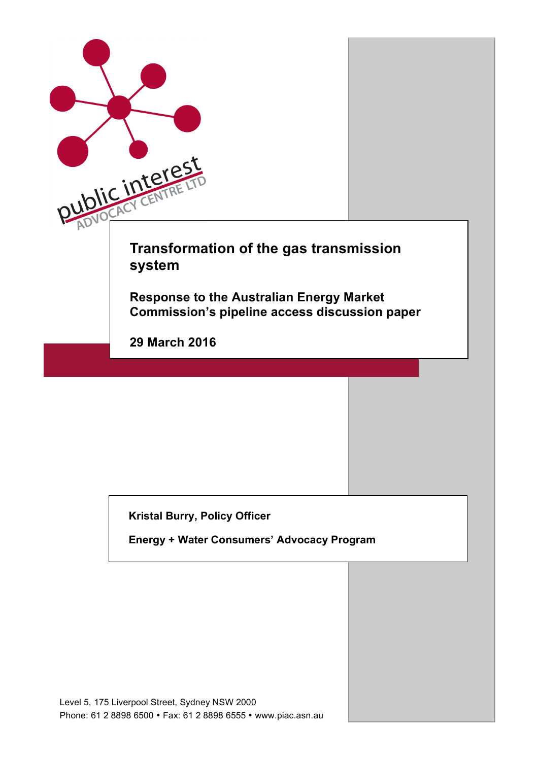public interest ADVOCACY CENTRE LTD

# Transformation of the gas transmission system

## Response to the Australian Energy Market Commission's pipeline access discussion paper

**29 March 2016**

**Kristal Burry, Policy Officer**

**Energy + Water Consumers' Advocacy Program**

Level 5, 175 Liverpool Street, Sydney NSW 2000
Phone: 61 2 8898 6500 • Fax: 61 2 8898 6555 • www.piac.asn.au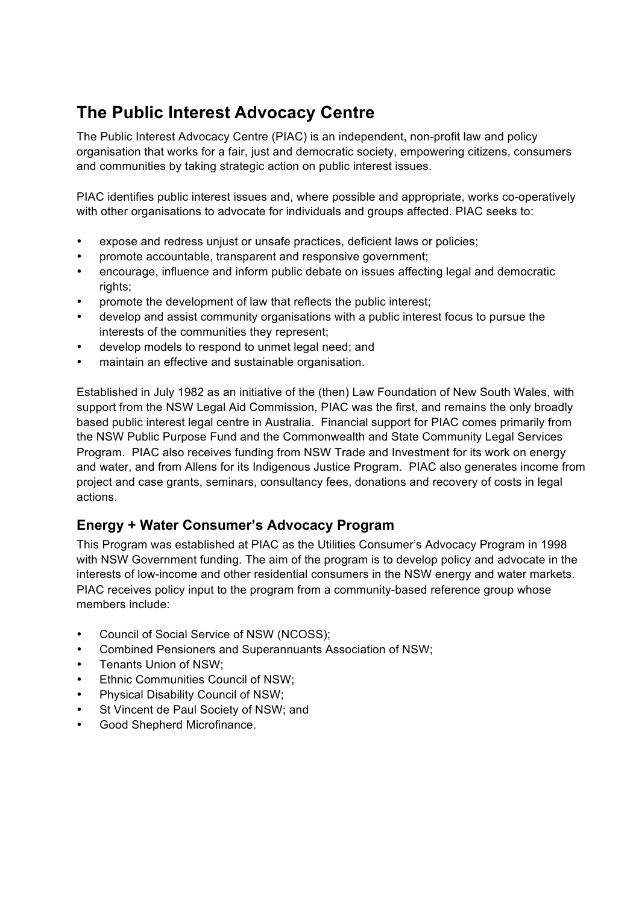## The Public Interest Advocacy Centre

The Public Interest Advocacy Centre (PIAC) is an independent, non-profit law and policy organisation that works for a fair, just and democratic society, empowering citizens, consumers and communities by taking strategic action on public interest issues.

PIAC identifies public interest issues and, where possible and appropriate, works co-operatively with other organisations to advocate for individuals and groups affected. PIAC seeks to:

- expose and redress unjust or unsafe practices, deficient laws or policies;
- promote accountable, transparent and responsive government;
- encourage, influence and inform public debate on issues affecting legal and democratic rights;
- promote the development of law that reflects the public interest;
- develop and assist community organisations with a public interest focus to pursue the interests of the communities they represent;
- develop models to respond to unmet legal need; and
- maintain an effective and sustainable organisation.

Established in July 1982 as an initiative of the (then) Law Foundation of New South Wales, with support from the NSW Legal Aid Commission, PIAC was the first, and remains the only broadly based public interest legal centre in Australia. Financial support for PIAC comes primarily from the NSW Public Purpose Fund and the Commonwealth and State Community Legal Services Program. PIAC also receives funding from NSW Trade and Investment for its work on energy and water, and from Allens for its Indigenous Justice Program. PIAC also generates income from project and case grants, seminars, consultancy fees, donations and recovery of costs in legal actions.

### Energy + Water Consumer's Advocacy Program

This Program was established at PIAC as the Utilities Consumer's Advocacy Program in 1998 with NSW Government funding. The aim of the program is to develop policy and advocate in the interests of low-income and other residential consumers in the NSW energy and water markets. PIAC receives policy input to the program from a community-based reference group whose members include:

- Council of Social Service of NSW (NCOSS);
- Combined Pensioners and Superannuants Association of NSW;
- Tenants Union of NSW;
- Ethnic Communities Council of NSW;
- Physical Disability Council of NSW;
- St Vincent de Paul Society of NSW; and
- Good Shepherd Microfinance.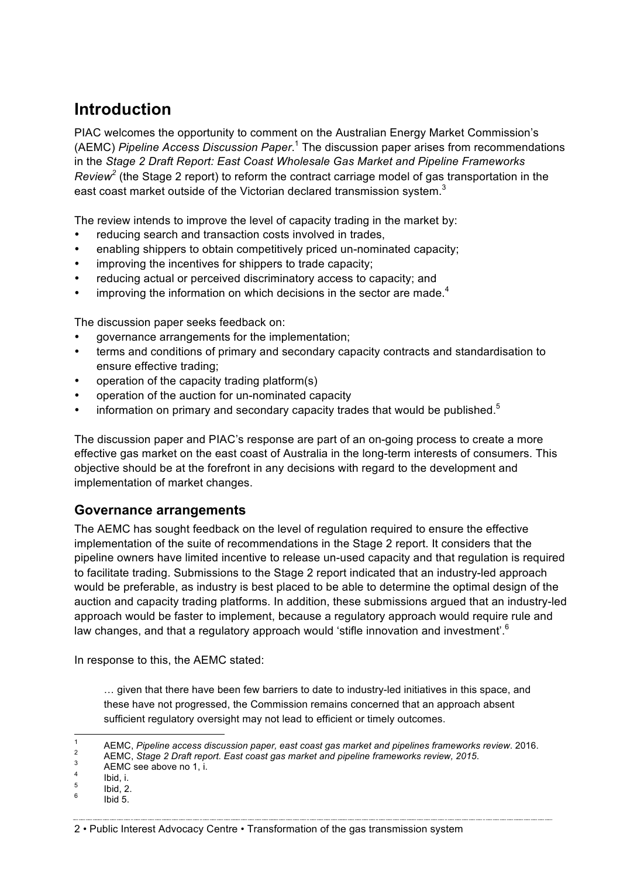# Introduction

PIAC welcomes the opportunity to comment on the Australian Energy Market Commission's (AEMC) *Pipeline Access Discussion Paper*.[1] The discussion paper arises from recommendations in the *Stage 2 Draft Report: East Coast Wholesale Gas Market and Pipeline Frameworks Review*[2] (the Stage 2 report) to reform the contract carriage model of gas transportation in the east coast market outside of the Victorian declared transmission system.[3]

The review intends to improve the level of capacity trading in the market by:

- reducing search and transaction costs involved in trades,
- enabling shippers to obtain competitively priced un-nominated capacity;
- improving the incentives for shippers to trade capacity;
- reducing actual or perceived discriminatory access to capacity; and
- improving the information on which decisions in the sector are made.[4]

The discussion paper seeks feedback on:

- governance arrangements for the implementation;
- terms and conditions of primary and secondary capacity contracts and standardisation to ensure effective trading;
- operation of the capacity trading platform(s)
- operation of the auction for un-nominated capacity
- information on primary and secondary capacity trades that would be published.[5]

The discussion paper and PIAC's response are part of an on-going process to create a more effective gas market on the east coast of Australia in the long-term interests of consumers. This objective should be at the forefront in any decisions with regard to the development and implementation of market changes.

## Governance arrangements

The AEMC has sought feedback on the level of regulation required to ensure the effective implementation of the suite of recommendations in the Stage 2 report. It considers that the pipeline owners have limited incentive to release un-used capacity and that regulation is required to facilitate trading. Submissions to the Stage 2 report indicated that an industry-led approach would be preferable, as industry is best placed to be able to determine the optimal design of the auction and capacity trading platforms. In addition, these submissions argued that an industry-led approach would be faster to implement, because a regulatory approach would require rule and law changes, and that a regulatory approach would 'stifle innovation and investment'.[6]

In response to this, the AEMC stated:

> … given that there have been few barriers to date to industry-led initiatives in this space, and these have not progressed, the Commission remains concerned that an approach absent sufficient regulatory oversight may not lead to efficient or timely outcomes.

---

[1] AEMC, *Pipeline access discussion paper, east coast gas market and pipelines frameworks review*. 2016.

[2] AEMC, *Stage 2 Draft report. East coast gas market and pipeline frameworks review, 2015*.

[3] AEMC see above no 1, i.

[4] Ibid, i.

[5] Ibid, 2.

[6] Ibid 5.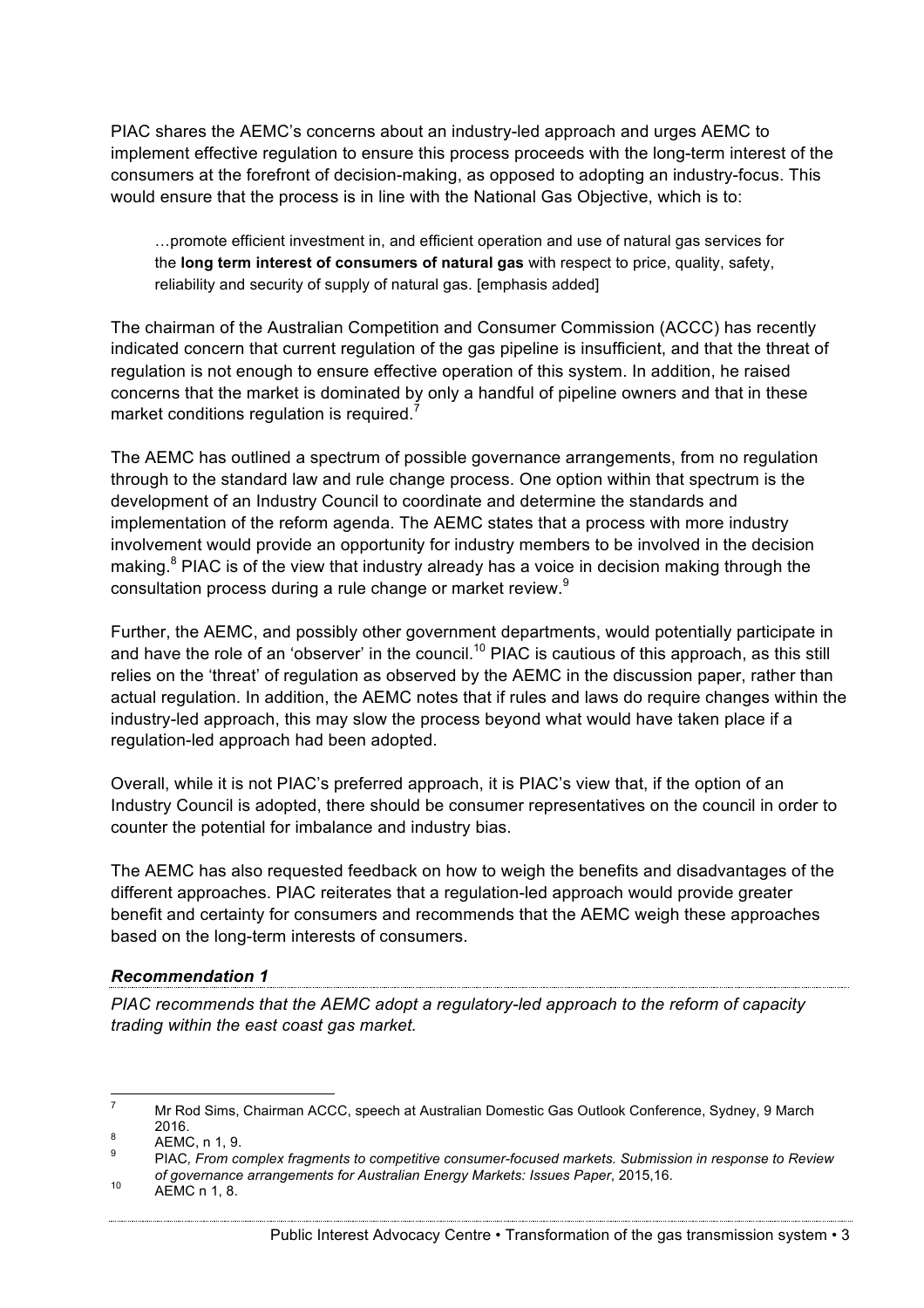PIAC shares the AEMC's concerns about an industry-led approach and urges AEMC to implement effective regulation to ensure this process proceeds with the long-term interest of the consumers at the forefront of decision-making, as opposed to adopting an industry-focus. This would ensure that the process is in line with the National Gas Objective, which is to:

> …promote efficient investment in, and efficient operation and use of natural gas services for the **long term interest of consumers of natural gas** with respect to price, quality, safety, reliability and security of supply of natural gas. [emphasis added]

The chairman of the Australian Competition and Consumer Commission (ACCC) has recently indicated concern that current regulation of the gas pipeline is insufficient, and that the threat of regulation is not enough to ensure effective operation of this system. In addition, he raised concerns that the market is dominated by only a handful of pipeline owners and that in these market conditions regulation is required.[7]

The AEMC has outlined a spectrum of possible governance arrangements, from no regulation through to the standard law and rule change process. One option within that spectrum is the development of an Industry Council to coordinate and determine the standards and implementation of the reform agenda. The AEMC states that a process with more industry involvement would provide an opportunity for industry members to be involved in the decision making.[8] PIAC is of the view that industry already has a voice in decision making through the consultation process during a rule change or market review.[9]

Further, the AEMC, and possibly other government departments, would potentially participate in and have the role of an 'observer' in the council.[10] PIAC is cautious of this approach, as this still relies on the 'threat' of regulation as observed by the AEMC in the discussion paper, rather than actual regulation. In addition, the AEMC notes that if rules and laws do require changes within the industry-led approach, this may slow the process beyond what would have taken place if a regulation-led approach had been adopted.

Overall, while it is not PIAC's preferred approach, it is PIAC's view that, if the option of an Industry Council is adopted, there should be consumer representatives on the council in order to counter the potential for imbalance and industry bias.

The AEMC has also requested feedback on how to weigh the benefits and disadvantages of the different approaches. PIAC reiterates that a regulation-led approach would provide greater benefit and certainty for consumers and recommends that the AEMC weigh these approaches based on the long-term interests of consumers.

### *Recommendation 1*

*PIAC recommends that the AEMC adopt a regulatory-led approach to the reform of capacity trading within the east coast gas market.*

---

[7] Mr Rod Sims, Chairman ACCC, speech at Australian Domestic Gas Outlook Conference, Sydney, 9 March 2016.

[8] AEMC, n 1, 9.

[9] PIAC*, From complex fragments to competitive consumer-focused markets. Submission in response to Review of governance arrangements for Australian Energy Markets: Issues Paper*, 2015,16.

[10] AEMC n 1, 8.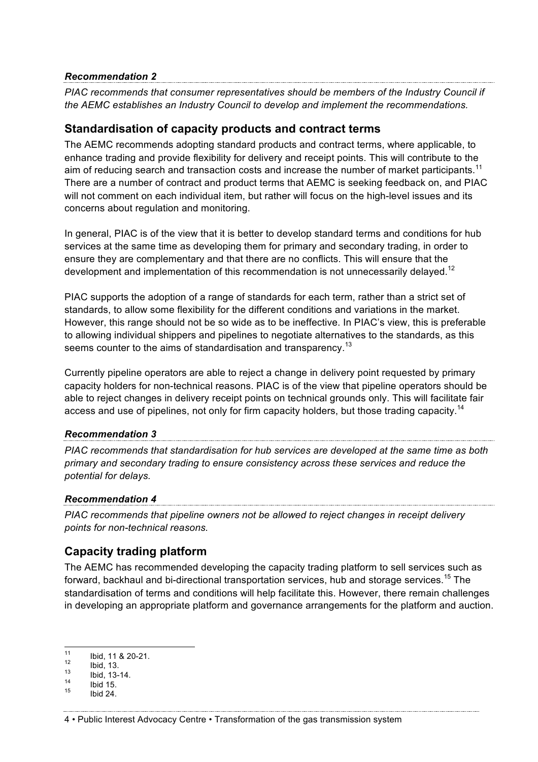***Recommendation 2***

*PIAC recommends that consumer representatives should be members of the Industry Council if the AEMC establishes an Industry Council to develop and implement the recommendations.*

## Standardisation of capacity products and contract terms

The AEMC recommends adopting standard products and contract terms, where applicable, to enhance trading and provide flexibility for delivery and receipt points. This will contribute to the aim of reducing search and transaction costs and increase the number of market participants.[11] There are a number of contract and product terms that AEMC is seeking feedback on, and PIAC will not comment on each individual item, but rather will focus on the high-level issues and its concerns about regulation and monitoring.

In general, PIAC is of the view that it is better to develop standard terms and conditions for hub services at the same time as developing them for primary and secondary trading, in order to ensure they are complementary and that there are no conflicts. This will ensure that the development and implementation of this recommendation is not unnecessarily delayed.[12]

PIAC supports the adoption of a range of standards for each term, rather than a strict set of standards, to allow some flexibility for the different conditions and variations in the market. However, this range should not be so wide as to be ineffective. In PIAC's view, this is preferable to allowing individual shippers and pipelines to negotiate alternatives to the standards, as this seems counter to the aims of standardisation and transparency.[13]

Currently pipeline operators are able to reject a change in delivery point requested by primary capacity holders for non-technical reasons. PIAC is of the view that pipeline operators should be able to reject changes in delivery receipt points on technical grounds only. This will facilitate fair access and use of pipelines, not only for firm capacity holders, but those trading capacity.[14]

***Recommendation 3***

*PIAC recommends that standardisation for hub services are developed at the same time as both primary and secondary trading to ensure consistency across these services and reduce the potential for delays.*

***Recommendation 4***

*PIAC recommends that pipeline owners not be allowed to reject changes in receipt delivery points for non-technical reasons.*

## Capacity trading platform

The AEMC has recommended developing the capacity trading platform to sell services such as forward, backhaul and bi-directional transportation services, hub and storage services.[15] The standardisation of terms and conditions will help facilitate this. However, there remain challenges in developing an appropriate platform and governance arrangements for the platform and auction.

---

[11] Ibid, 11 & 20-21.
[12] Ibid, 13.
[13] Ibid, 13-14.
[14] Ibid 15.
[15] Ibid 24.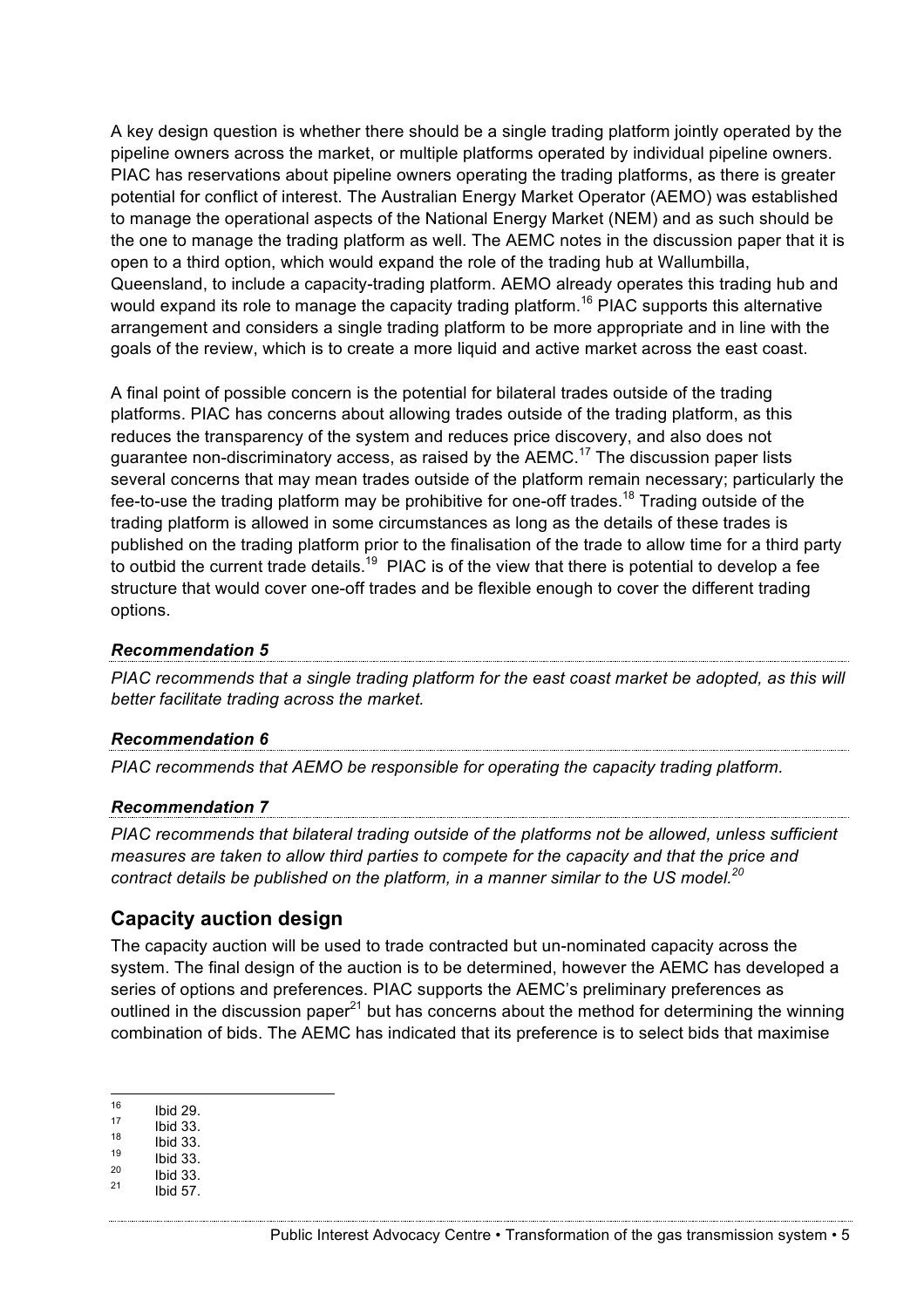A key design question is whether there should be a single trading platform jointly operated by the pipeline owners across the market, or multiple platforms operated by individual pipeline owners. PIAC has reservations about pipeline owners operating the trading platforms, as there is greater potential for conflict of interest. The Australian Energy Market Operator (AEMO) was established to manage the operational aspects of the National Energy Market (NEM) and as such should be the one to manage the trading platform as well. The AEMC notes in the discussion paper that it is open to a third option, which would expand the role of the trading hub at Wallumbilla, Queensland, to include a capacity-trading platform. AEMO already operates this trading hub and would expand its role to manage the capacity trading platform.[16] PIAC supports this alternative arrangement and considers a single trading platform to be more appropriate and in line with the goals of the review, which is to create a more liquid and active market across the east coast.

A final point of possible concern is the potential for bilateral trades outside of the trading platforms. PIAC has concerns about allowing trades outside of the trading platform, as this reduces the transparency of the system and reduces price discovery, and also does not guarantee non-discriminatory access, as raised by the AEMC.[17] The discussion paper lists several concerns that may mean trades outside of the platform remain necessary; particularly the fee-to-use the trading platform may be prohibitive for one-off trades.[18] Trading outside of the trading platform is allowed in some circumstances as long as the details of these trades is published on the trading platform prior to the finalisation of the trade to allow time for a third party to outbid the current trade details.[19] PIAC is of the view that there is potential to develop a fee structure that would cover one-off trades and be flexible enough to cover the different trading options.

***Recommendation 5***

*PIAC recommends that a single trading platform for the east coast market be adopted, as this will better facilitate trading across the market.*

***Recommendation 6***

*PIAC recommends that AEMO be responsible for operating the capacity trading platform.*

***Recommendation 7***

*PIAC recommends that bilateral trading outside of the platforms not be allowed, unless sufficient measures are taken to allow third parties to compete for the capacity and that the price and contract details be published on the platform, in a manner similar to the US model.*[20]

## Capacity auction design

The capacity auction will be used to trade contracted but un-nominated capacity across the system. The final design of the auction is to be determined, however the AEMC has developed a series of options and preferences. PIAC supports the AEMC's preliminary preferences as outlined in the discussion paper[21] but has concerns about the method for determining the winning combination of bids. The AEMC has indicated that its preference is to select bids that maximise

---

16 Ibid 29.
17 Ibid 33.
18 Ibid 33.
19 Ibid 33.
20 Ibid 33.
21 Ibid 57.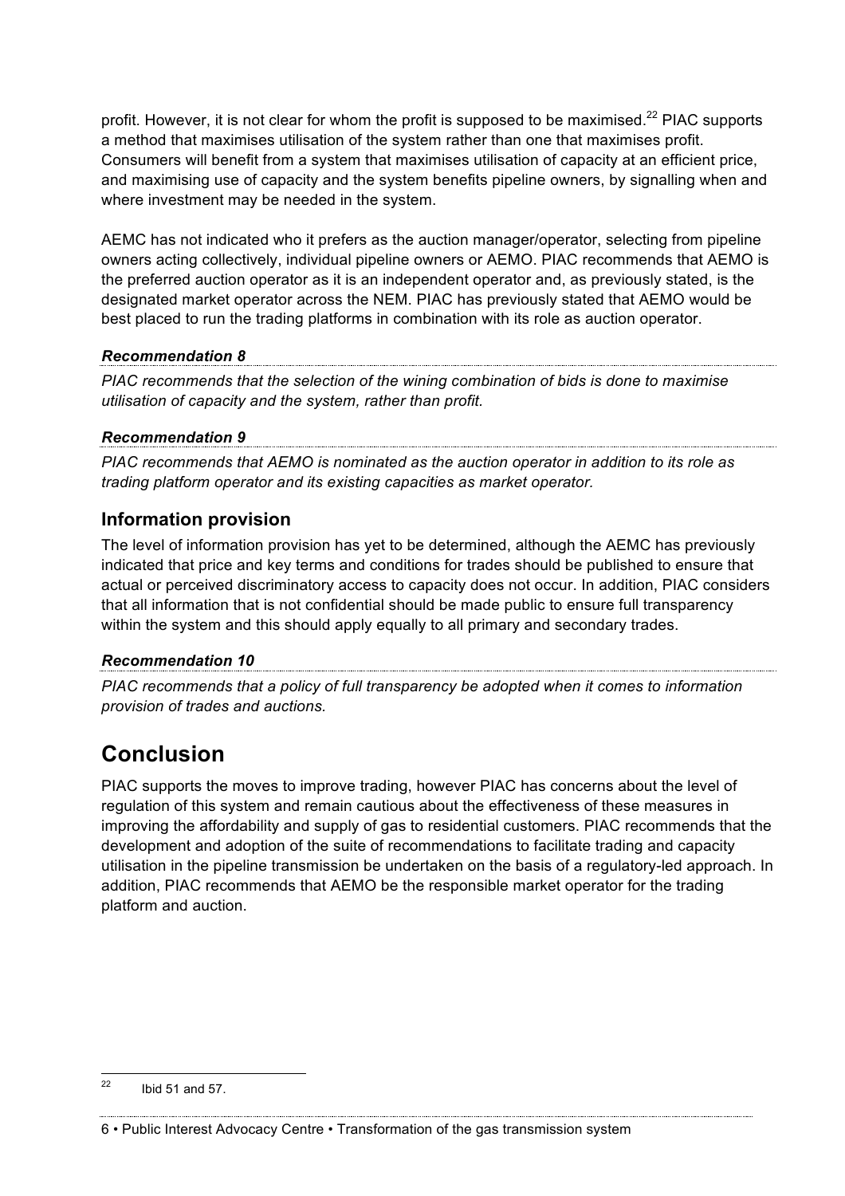profit. However, it is not clear for whom the profit is supposed to be maximised.[22] PIAC supports a method that maximises utilisation of the system rather than one that maximises profit. Consumers will benefit from a system that maximises utilisation of capacity at an efficient price, and maximising use of capacity and the system benefits pipeline owners, by signalling when and where investment may be needed in the system.

AEMC has not indicated who it prefers as the auction manager/operator, selecting from pipeline owners acting collectively, individual pipeline owners or AEMO. PIAC recommends that AEMO is the preferred auction operator as it is an independent operator and, as previously stated, is the designated market operator across the NEM. PIAC has previously stated that AEMO would be best placed to run the trading platforms in combination with its role as auction operator.

***Recommendation 8***

*PIAC recommends that the selection of the wining combination of bids is done to maximise utilisation of capacity and the system, rather than profit.*

***Recommendation 9***

*PIAC recommends that AEMO is nominated as the auction operator in addition to its role as trading platform operator and its existing capacities as market operator.*

### Information provision

The level of information provision has yet to be determined, although the AEMC has previously indicated that price and key terms and conditions for trades should be published to ensure that actual or perceived discriminatory access to capacity does not occur. In addition, PIAC considers that all information that is not confidential should be made public to ensure full transparency within the system and this should apply equally to all primary and secondary trades.

***Recommendation 10***

*PIAC recommends that a policy of full transparency be adopted when it comes to information provision of trades and auctions.*

## Conclusion

PIAC supports the moves to improve trading, however PIAC has concerns about the level of regulation of this system and remain cautious about the effectiveness of these measures in improving the affordability and supply of gas to residential customers. PIAC recommends that the development and adoption of the suite of recommendations to facilitate trading and capacity utilisation in the pipeline transmission be undertaken on the basis of a regulatory-led approach. In addition, PIAC recommends that AEMO be the responsible market operator for the trading platform and auction.

[22] Ibid 51 and 57.